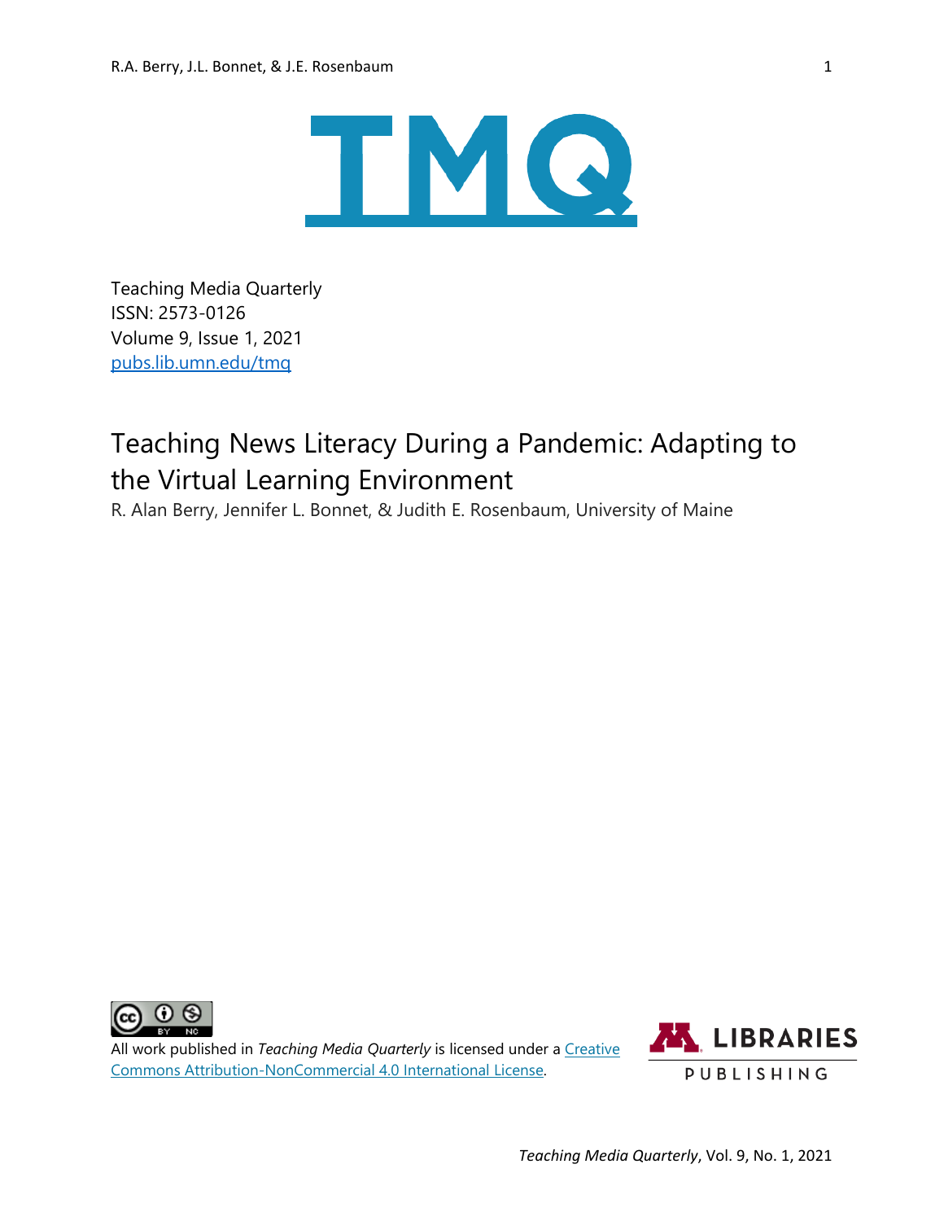Teaching Media Quarterly
ISSN: 2573-0126
Volume 9, Issue 1, 2021
[pubs.lib.umn.edu/tmq](pubs.lib.umn.edu/tmq)

# Teaching News Literacy During a Pandemic: Adapting to the Virtual Learning Environment

R. Alan Berry, Jennifer L. Bonnet, & Judith E. Rosenbaum, University of Maine

All work published in *Teaching Media Quarterly* is licensed under a Creative Commons Attribution-NonCommercial 4.0 International License.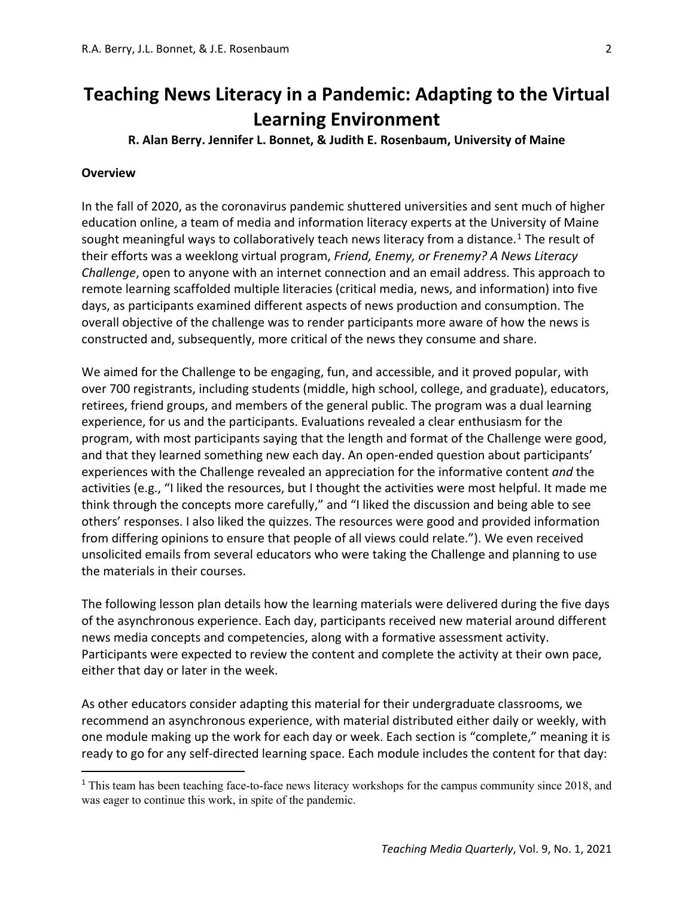# Teaching News Literacy in a Pandemic: Adapting to the Virtual Learning Environment

**R. Alan Berry. Jennifer L. Bonnet, & Judith E. Rosenbaum, University of Maine**

**Overview**

In the fall of 2020, as the coronavirus pandemic shuttered universities and sent much of higher education online, a team of media and information literacy experts at the University of Maine sought meaningful ways to collaboratively teach news literacy from a distance.[1] The result of their efforts was a weeklong virtual program, *Friend, Enemy, or Frenemy? A News Literacy Challenge*, open to anyone with an internet connection and an email address. This approach to remote learning scaffolded multiple literacies (critical media, news, and information) into five days, as participants examined different aspects of news production and consumption. The overall objective of the challenge was to render participants more aware of how the news is constructed and, subsequently, more critical of the news they consume and share.

We aimed for the Challenge to be engaging, fun, and accessible, and it proved popular, with over 700 registrants, including students (middle, high school, college, and graduate), educators, retirees, friend groups, and members of the general public. The program was a dual learning experience, for us and the participants. Evaluations revealed a clear enthusiasm for the program, with most participants saying that the length and format of the Challenge were good, and that they learned something new each day. An open-ended question about participants' experiences with the Challenge revealed an appreciation for the informative content *and* the activities (e.g., "I liked the resources, but I thought the activities were most helpful. It made me think through the concepts more carefully," and "I liked the discussion and being able to see others' responses. I also liked the quizzes. The resources were good and provided information from differing opinions to ensure that people of all views could relate."). We even received unsolicited emails from several educators who were taking the Challenge and planning to use the materials in their courses.

The following lesson plan details how the learning materials were delivered during the five days of the asynchronous experience. Each day, participants received new material around different news media concepts and competencies, along with a formative assessment activity. Participants were expected to review the content and complete the activity at their own pace, either that day or later in the week.

As other educators consider adapting this material for their undergraduate classrooms, we recommend an asynchronous experience, with material distributed either daily or weekly, with one module making up the work for each day or week. Each section is "complete," meaning it is ready to go for any self-directed learning space. Each module includes the content for that day:

[1] This team has been teaching face-to-face news literacy workshops for the campus community since 2018, and was eager to continue this work, in spite of the pandemic.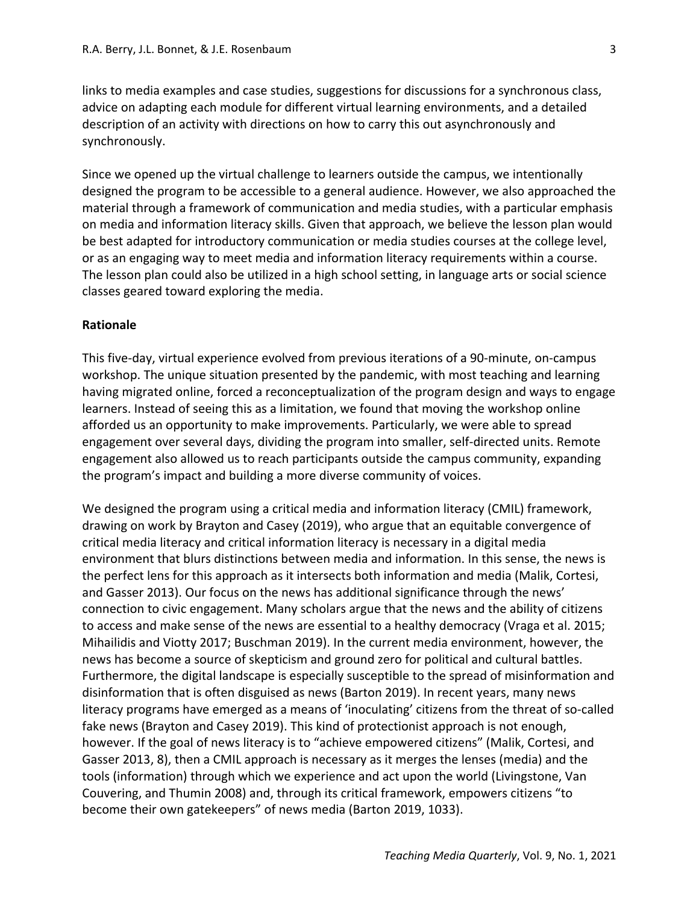links to media examples and case studies, suggestions for discussions for a synchronous class, advice on adapting each module for different virtual learning environments, and a detailed description of an activity with directions on how to carry this out asynchronously and synchronously.

Since we opened up the virtual challenge to learners outside the campus, we intentionally designed the program to be accessible to a general audience. However, we also approached the material through a framework of communication and media studies, with a particular emphasis on media and information literacy skills. Given that approach, we believe the lesson plan would be best adapted for introductory communication or media studies courses at the college level, or as an engaging way to meet media and information literacy requirements within a course. The lesson plan could also be utilized in a high school setting, in language arts or social science classes geared toward exploring the media.

## Rationale

This five-day, virtual experience evolved from previous iterations of a 90-minute, on-campus workshop. The unique situation presented by the pandemic, with most teaching and learning having migrated online, forced a reconceptualization of the program design and ways to engage learners. Instead of seeing this as a limitation, we found that moving the workshop online afforded us an opportunity to make improvements. Particularly, we were able to spread engagement over several days, dividing the program into smaller, self-directed units. Remote engagement also allowed us to reach participants outside the campus community, expanding the program's impact and building a more diverse community of voices.

We designed the program using a critical media and information literacy (CMIL) framework, drawing on work by Brayton and Casey (2019), who argue that an equitable convergence of critical media literacy and critical information literacy is necessary in a digital media environment that blurs distinctions between media and information. In this sense, the news is the perfect lens for this approach as it intersects both information and media (Malik, Cortesi, and Gasser 2013). Our focus on the news has additional significance through the news' connection to civic engagement. Many scholars argue that the news and the ability of citizens to access and make sense of the news are essential to a healthy democracy (Vraga et al. 2015; Mihailidis and Viotty 2017; Buschman 2019). In the current media environment, however, the news has become a source of skepticism and ground zero for political and cultural battles. Furthermore, the digital landscape is especially susceptible to the spread of misinformation and disinformation that is often disguised as news (Barton 2019). In recent years, many news literacy programs have emerged as a means of 'inoculating' citizens from the threat of so-called fake news (Brayton and Casey 2019). This kind of protectionist approach is not enough, however. If the goal of news literacy is to "achieve empowered citizens" (Malik, Cortesi, and Gasser 2013, 8), then a CMIL approach is necessary as it merges the lenses (media) and the tools (information) through which we experience and act upon the world (Livingstone, Van Couvering, and Thumin 2008) and, through its critical framework, empowers citizens "to become their own gatekeepers" of news media (Barton 2019, 1033).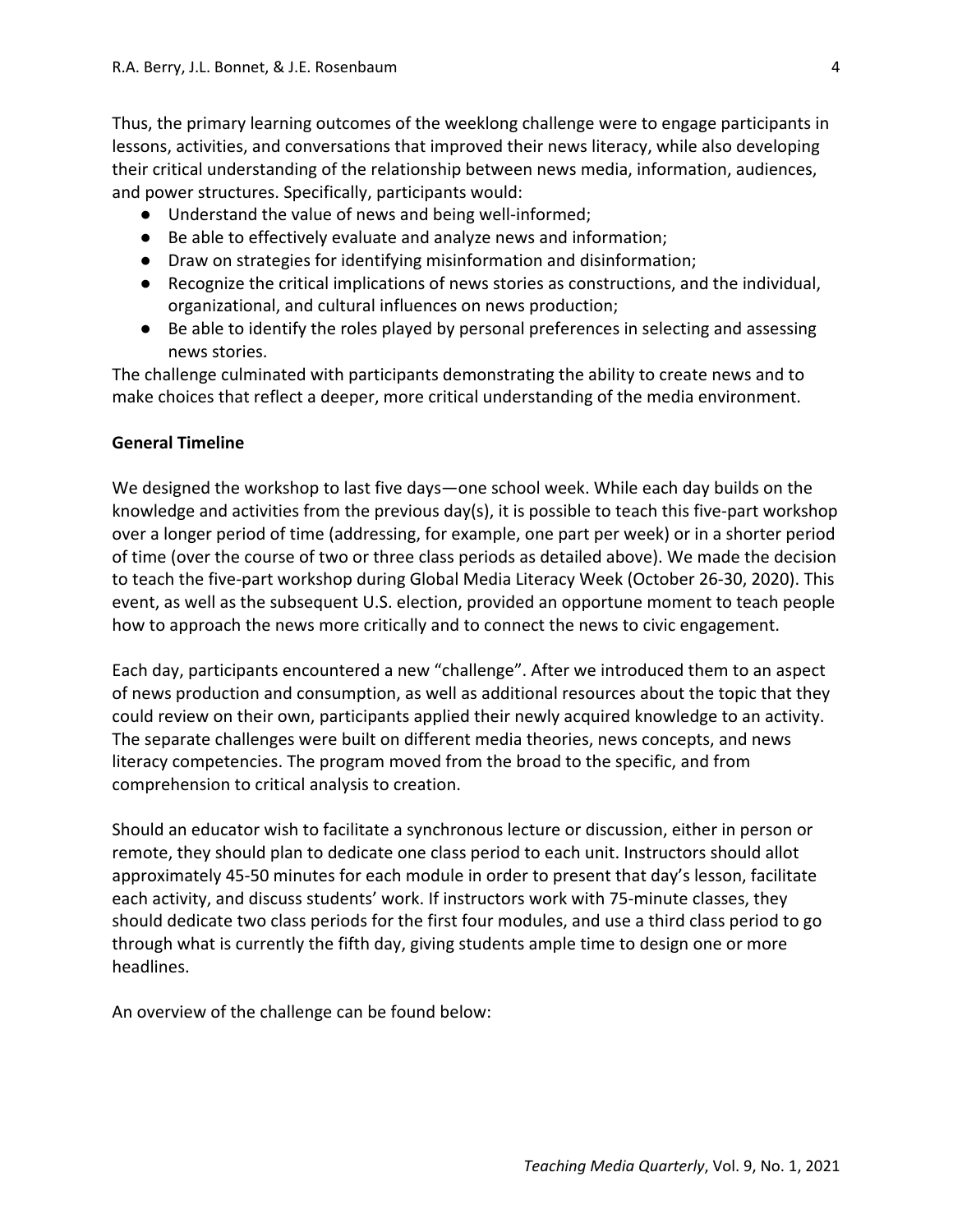Thus, the primary learning outcomes of the weeklong challenge were to engage participants in lessons, activities, and conversations that improved their news literacy, while also developing their critical understanding of the relationship between news media, information, audiences, and power structures. Specifically, participants would:

- Understand the value of news and being well-informed;
- Be able to effectively evaluate and analyze news and information;
- Draw on strategies for identifying misinformation and disinformation;
- Recognize the critical implications of news stories as constructions, and the individual, organizational, and cultural influences on news production;
- Be able to identify the roles played by personal preferences in selecting and assessing news stories.

The challenge culminated with participants demonstrating the ability to create news and to make choices that reflect a deeper, more critical understanding of the media environment.

**General Timeline**

We designed the workshop to last five days—one school week. While each day builds on the knowledge and activities from the previous day(s), it is possible to teach this five-part workshop over a longer period of time (addressing, for example, one part per week) or in a shorter period of time (over the course of two or three class periods as detailed above). We made the decision to teach the five-part workshop during Global Media Literacy Week (October 26-30, 2020). This event, as well as the subsequent U.S. election, provided an opportune moment to teach people how to approach the news more critically and to connect the news to civic engagement.

Each day, participants encountered a new "challenge". After we introduced them to an aspect of news production and consumption, as well as additional resources about the topic that they could review on their own, participants applied their newly acquired knowledge to an activity. The separate challenges were built on different media theories, news concepts, and news literacy competencies. The program moved from the broad to the specific, and from comprehension to critical analysis to creation.

Should an educator wish to facilitate a synchronous lecture or discussion, either in person or remote, they should plan to dedicate one class period to each unit. Instructors should allot approximately 45-50 minutes for each module in order to present that day's lesson, facilitate each activity, and discuss students' work. If instructors work with 75-minute classes, they should dedicate two class periods for the first four modules, and use a third class period to go through what is currently the fifth day, giving students ample time to design one or more headlines.

An overview of the challenge can be found below: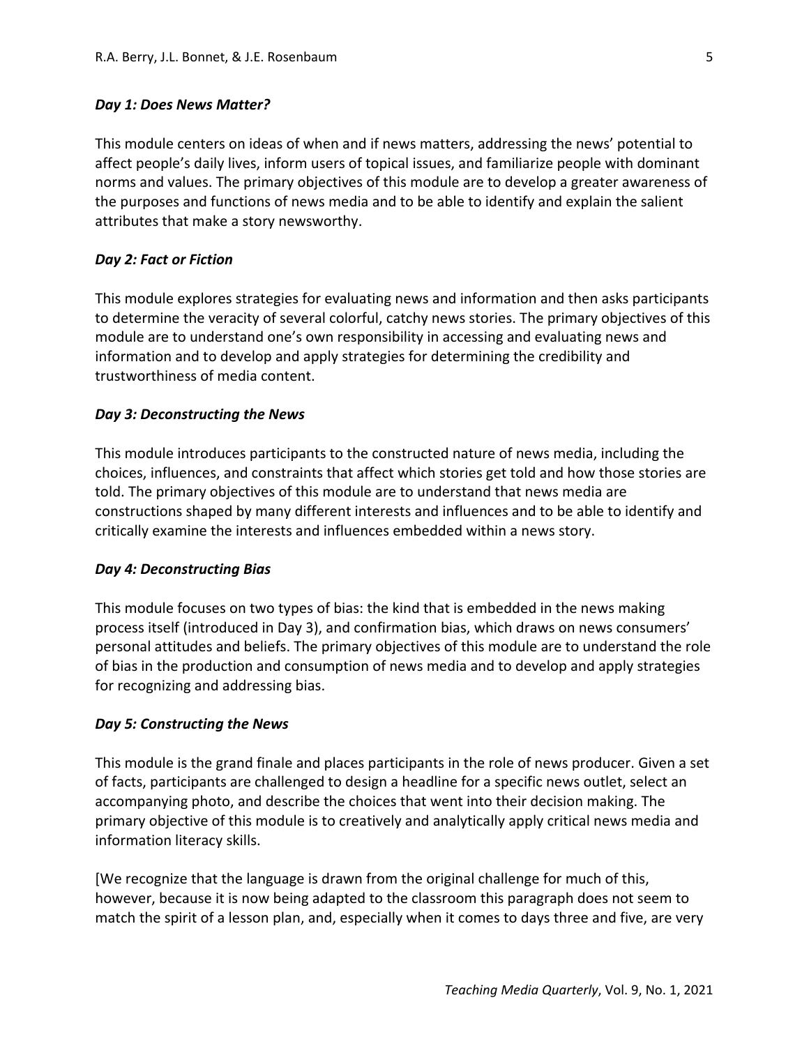### *Day 1: Does News Matter?*

This module centers on ideas of when and if news matters, addressing the news' potential to affect people's daily lives, inform users of topical issues, and familiarize people with dominant norms and values. The primary objectives of this module are to develop a greater awareness of the purposes and functions of news media and to be able to identify and explain the salient attributes that make a story newsworthy.

### *Day 2: Fact or Fiction*

This module explores strategies for evaluating news and information and then asks participants to determine the veracity of several colorful, catchy news stories. The primary objectives of this module are to understand one's own responsibility in accessing and evaluating news and information and to develop and apply strategies for determining the credibility and trustworthiness of media content.

### *Day 3: Deconstructing the News*

This module introduces participants to the constructed nature of news media, including the choices, influences, and constraints that affect which stories get told and how those stories are told. The primary objectives of this module are to understand that news media are constructions shaped by many different interests and influences and to be able to identify and critically examine the interests and influences embedded within a news story.

### *Day 4: Deconstructing Bias*

This module focuses on two types of bias: the kind that is embedded in the news making process itself (introduced in Day 3), and confirmation bias, which draws on news consumers' personal attitudes and beliefs. The primary objectives of this module are to understand the role of bias in the production and consumption of news media and to develop and apply strategies for recognizing and addressing bias.

### *Day 5: Constructing the News*

This module is the grand finale and places participants in the role of news producer. Given a set of facts, participants are challenged to design a headline for a specific news outlet, select an accompanying photo, and describe the choices that went into their decision making. The primary objective of this module is to creatively and analytically apply critical news media and information literacy skills.

[We recognize that the language is drawn from the original challenge for much of this, however, because it is now being adapted to the classroom this paragraph does not seem to match the spirit of a lesson plan, and, especially when it comes to days three and five, are very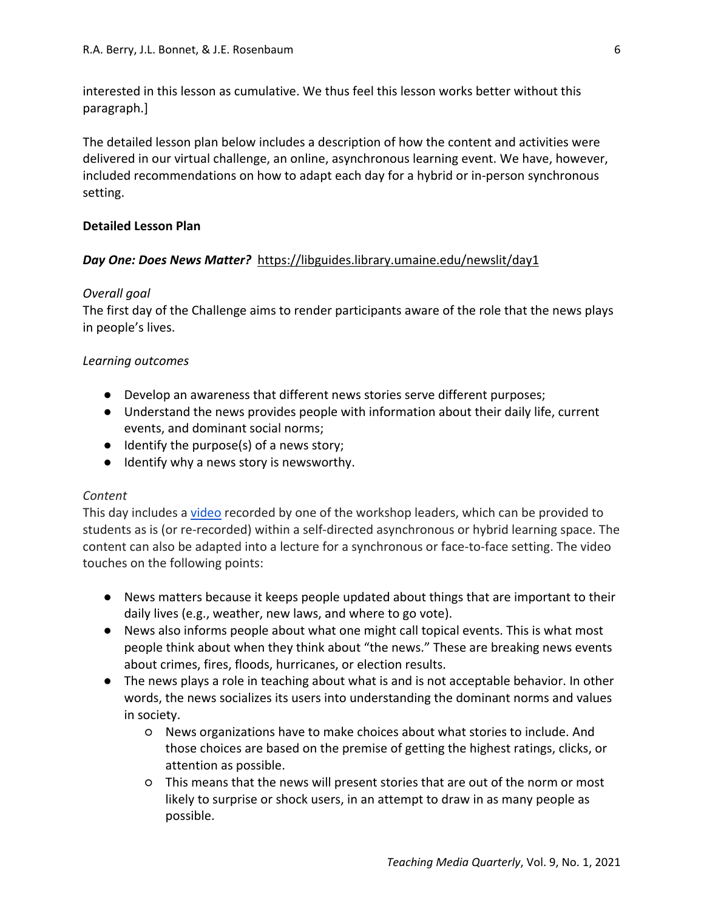interested in this lesson as cumulative. We thus feel this lesson works better without this paragraph.]

The detailed lesson plan below includes a description of how the content and activities were delivered in our virtual challenge, an online, asynchronous learning event. We have, however, included recommendations on how to adapt each day for a hybrid or in-person synchronous setting.

**Detailed Lesson Plan**

***Day One: Does News Matter?*** https://libguides.library.umaine.edu/newslit/day1

*Overall goal*

The first day of the Challenge aims to render participants aware of the role that the news plays in people's lives.

*Learning outcomes*

- Develop an awareness that different news stories serve different purposes;
- Understand the news provides people with information about their daily life, current events, and dominant social norms;
- Identify the purpose(s) of a news story;
- Identify why a news story is newsworthy.

*Content*

This day includes a video recorded by one of the workshop leaders, which can be provided to students as is (or re-recorded) within a self-directed asynchronous or hybrid learning space. The content can also be adapted into a lecture for a synchronous or face-to-face setting. The video touches on the following points:

- News matters because it keeps people updated about things that are important to their daily lives (e.g., weather, new laws, and where to go vote).
- News also informs people about what one might call topical events. This is what most people think about when they think about "the news." These are breaking news events about crimes, fires, floods, hurricanes, or election results.
- The news plays a role in teaching about what is and is not acceptable behavior. In other words, the news socializes its users into understanding the dominant norms and values in society.
    - News organizations have to make choices about what stories to include. And those choices are based on the premise of getting the highest ratings, clicks, or attention as possible.
    - This means that the news will present stories that are out of the norm or most likely to surprise or shock users, in an attempt to draw in as many people as possible.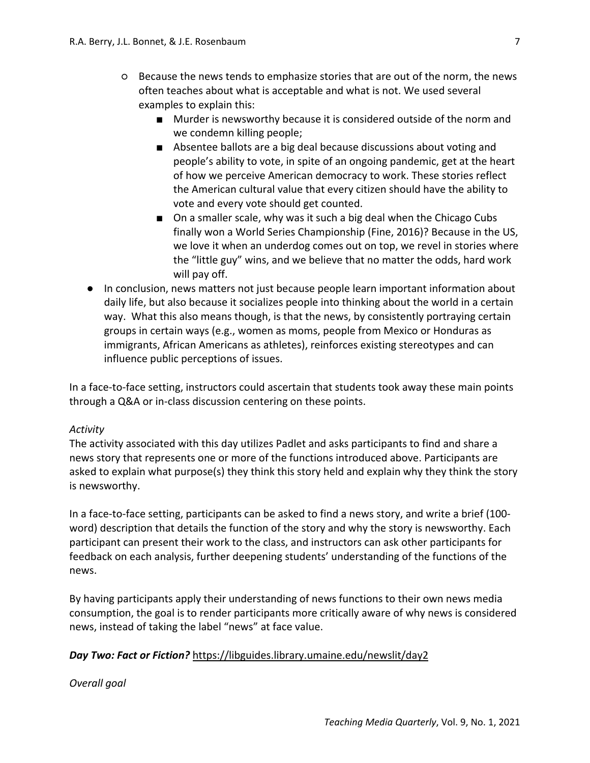- Because the news tends to emphasize stories that are out of the norm, the news often teaches about what is acceptable and what is not. We used several examples to explain this:
  - Murder is newsworthy because it is considered outside of the norm and we condemn killing people;
  - Absentee ballots are a big deal because discussions about voting and people's ability to vote, in spite of an ongoing pandemic, get at the heart of how we perceive American democracy to work. These stories reflect the American cultural value that every citizen should have the ability to vote and every vote should get counted.
  - On a smaller scale, why was it such a big deal when the Chicago Cubs finally won a World Series Championship (Fine, 2016)? Because in the US, we love it when an underdog comes out on top, we revel in stories where the "little guy" wins, and we believe that no matter the odds, hard work will pay off.

- In conclusion, news matters not just because people learn important information about daily life, but also because it socializes people into thinking about the world in a certain way. What this also means though, is that the news, by consistently portraying certain groups in certain ways (e.g., women as moms, people from Mexico or Honduras as immigrants, African Americans as athletes), reinforces existing stereotypes and can influence public perceptions of issues.

In a face-to-face setting, instructors could ascertain that students took away these main points through a Q&A or in-class discussion centering on these points.

*Activity*

The activity associated with this day utilizes Padlet and asks participants to find and share a news story that represents one or more of the functions introduced above. Participants are asked to explain what purpose(s) they think this story held and explain why they think the story is newsworthy.

In a face-to-face setting, participants can be asked to find a news story, and write a brief (100-word) description that details the function of the story and why the story is newsworthy. Each participant can present their work to the class, and instructors can ask other participants for feedback on each analysis, further deepening students' understanding of the functions of the news.

By having participants apply their understanding of news functions to their own news media consumption, the goal is to render participants more critically aware of why news is considered news, instead of taking the label "news" at face value.

***Day Two: Fact or Fiction?*** https://libguides.library.umaine.edu/newslit/day2

*Overall goal*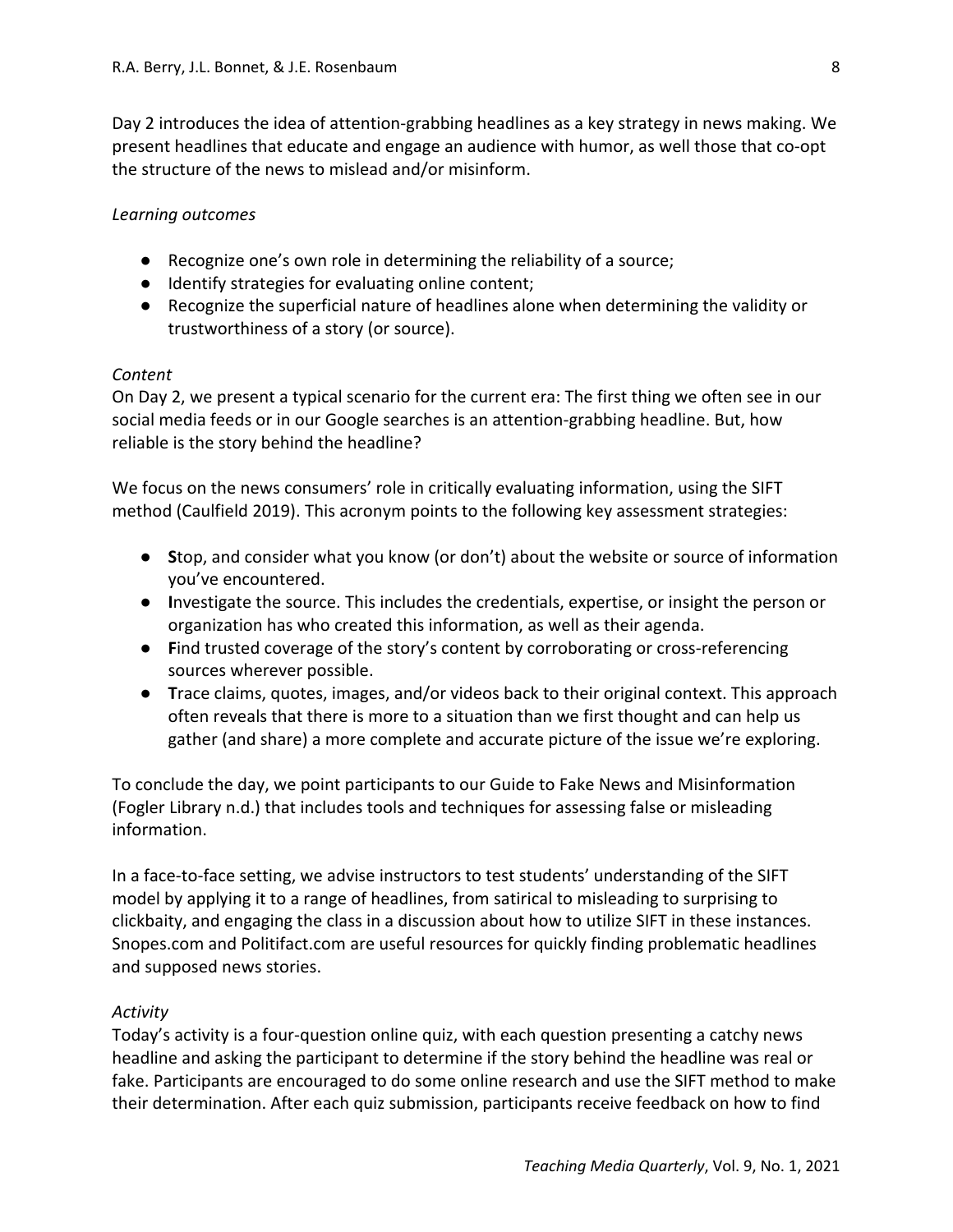Day 2 introduces the idea of attention-grabbing headlines as a key strategy in news making. We present headlines that educate and engage an audience with humor, as well those that co-opt the structure of the news to mislead and/or misinform.

*Learning outcomes*

- Recognize one's own role in determining the reliability of a source;
- Identify strategies for evaluating online content;
- Recognize the superficial nature of headlines alone when determining the validity or trustworthiness of a story (or source).

*Content*

On Day 2, we present a typical scenario for the current era: The first thing we often see in our social media feeds or in our Google searches is an attention-grabbing headline. But, how reliable is the story behind the headline?

We focus on the news consumers' role in critically evaluating information, using the SIFT method (Caulfield 2019). This acronym points to the following key assessment strategies:

- **S**top, and consider what you know (or don't) about the website or source of information you've encountered.
- **I**nvestigate the source. This includes the credentials, expertise, or insight the person or organization has who created this information, as well as their agenda.
- **F**ind trusted coverage of the story's content by corroborating or cross-referencing sources wherever possible.
- **T**race claims, quotes, images, and/or videos back to their original context. This approach often reveals that there is more to a situation than we first thought and can help us gather (and share) a more complete and accurate picture of the issue we're exploring.

To conclude the day, we point participants to our Guide to Fake News and Misinformation (Fogler Library n.d.) that includes tools and techniques for assessing false or misleading information.

In a face-to-face setting, we advise instructors to test students' understanding of the SIFT model by applying it to a range of headlines, from satirical to misleading to surprising to clickbaity, and engaging the class in a discussion about how to utilize SIFT in these instances. Snopes.com and Politifact.com are useful resources for quickly finding problematic headlines and supposed news stories.

*Activity*

Today's activity is a four-question online quiz, with each question presenting a catchy news headline and asking the participant to determine if the story behind the headline was real or fake. Participants are encouraged to do some online research and use the SIFT method to make their determination. After each quiz submission, participants receive feedback on how to find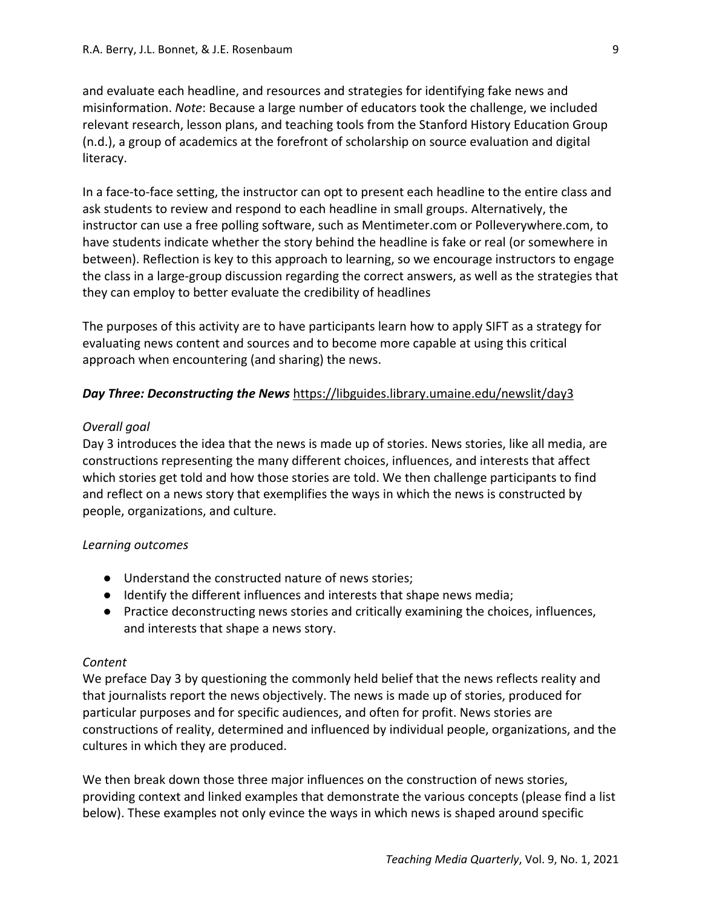and evaluate each headline, and resources and strategies for identifying fake news and misinformation. *Note*: Because a large number of educators took the challenge, we included relevant research, lesson plans, and teaching tools from the Stanford History Education Group (n.d.), a group of academics at the forefront of scholarship on source evaluation and digital literacy.

In a face-to-face setting, the instructor can opt to present each headline to the entire class and ask students to review and respond to each headline in small groups. Alternatively, the instructor can use a free polling software, such as Mentimeter.com or Polleverywhere.com, to have students indicate whether the story behind the headline is fake or real (or somewhere in between). Reflection is key to this approach to learning, so we encourage instructors to engage the class in a large-group discussion regarding the correct answers, as well as the strategies that they can employ to better evaluate the credibility of headlines

The purposes of this activity are to have participants learn how to apply SIFT as a strategy for evaluating news content and sources and to become more capable at using this critical approach when encountering (and sharing) the news.

***Day Three: Deconstructing the News*** https://libguides.library.umaine.edu/newslit/day3

*Overall goal*

Day 3 introduces the idea that the news is made up of stories. News stories, like all media, are constructions representing the many different choices, influences, and interests that affect which stories get told and how those stories are told. We then challenge participants to find and reflect on a news story that exemplifies the ways in which the news is constructed by people, organizations, and culture.

*Learning outcomes*

- Understand the constructed nature of news stories;
- Identify the different influences and interests that shape news media;
- Practice deconstructing news stories and critically examining the choices, influences, and interests that shape a news story.

*Content*

We preface Day 3 by questioning the commonly held belief that the news reflects reality and that journalists report the news objectively. The news is made up of stories, produced for particular purposes and for specific audiences, and often for profit. News stories are constructions of reality, determined and influenced by individual people, organizations, and the cultures in which they are produced.

We then break down those three major influences on the construction of news stories, providing context and linked examples that demonstrate the various concepts (please find a list below). These examples not only evince the ways in which news is shaped around specific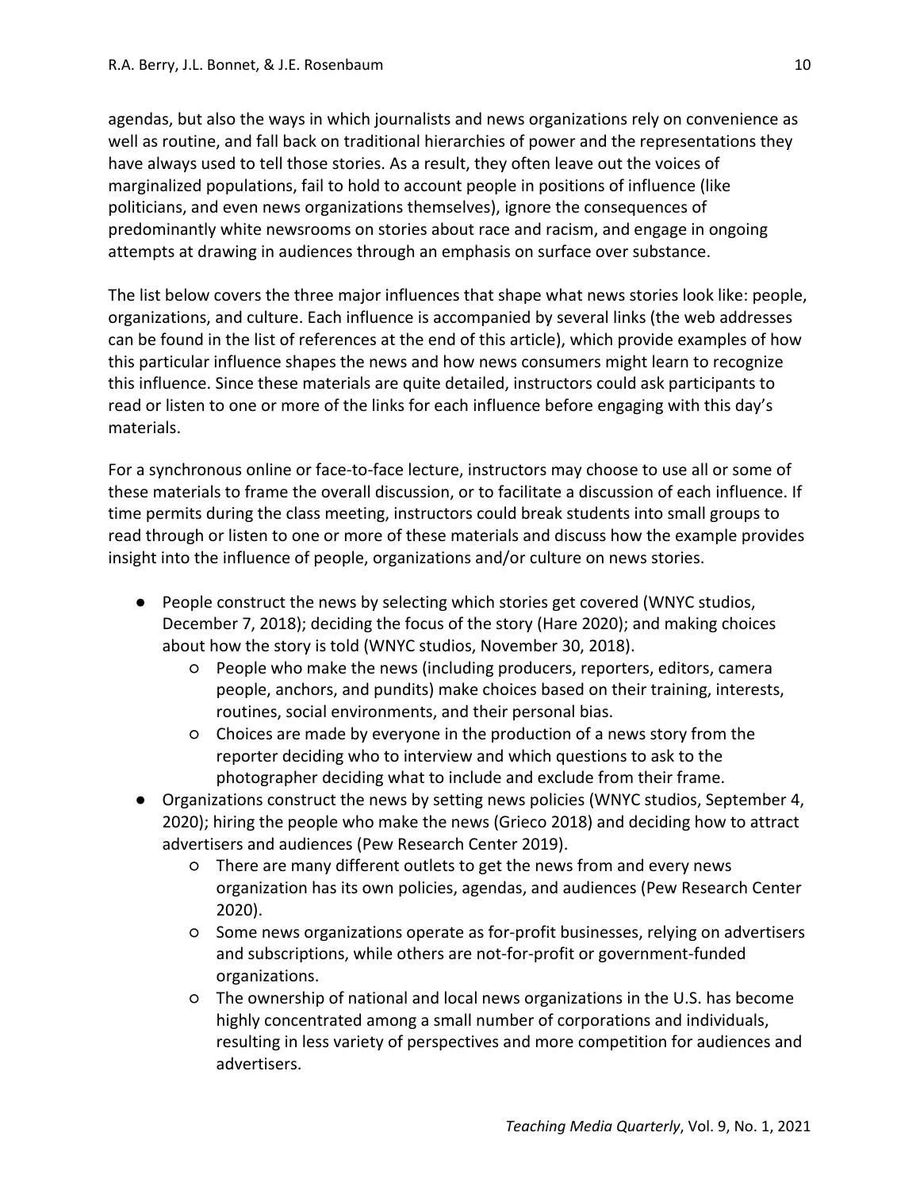agendas, but also the ways in which journalists and news organizations rely on convenience as well as routine, and fall back on traditional hierarchies of power and the representations they have always used to tell those stories. As a result, they often leave out the voices of marginalized populations, fail to hold to account people in positions of influence (like politicians, and even news organizations themselves), ignore the consequences of predominantly white newsrooms on stories about race and racism, and engage in ongoing attempts at drawing in audiences through an emphasis on surface over substance.

The list below covers the three major influences that shape what news stories look like: people, organizations, and culture. Each influence is accompanied by several links (the web addresses can be found in the list of references at the end of this article), which provide examples of how this particular influence shapes the news and how news consumers might learn to recognize this influence. Since these materials are quite detailed, instructors could ask participants to read or listen to one or more of the links for each influence before engaging with this day's materials.

For a synchronous online or face-to-face lecture, instructors may choose to use all or some of these materials to frame the overall discussion, or to facilitate a discussion of each influence. If time permits during the class meeting, instructors could break students into small groups to read through or listen to one or more of these materials and discuss how the example provides insight into the influence of people, organizations and/or culture on news stories.

- People construct the news by selecting which stories get covered (WNYC studios, December 7, 2018); deciding the focus of the story (Hare 2020); and making choices about how the story is told (WNYC studios, November 30, 2018).
    - People who make the news (including producers, reporters, editors, camera people, anchors, and pundits) make choices based on their training, interests, routines, social environments, and their personal bias.
    - Choices are made by everyone in the production of a news story from the reporter deciding who to interview and which questions to ask to the photographer deciding what to include and exclude from their frame.
- Organizations construct the news by setting news policies (WNYC studios, September 4, 2020); hiring the people who make the news (Grieco 2018) and deciding how to attract advertisers and audiences (Pew Research Center 2019).
    - There are many different outlets to get the news from and every news organization has its own policies, agendas, and audiences (Pew Research Center 2020).
    - Some news organizations operate as for-profit businesses, relying on advertisers and subscriptions, while others are not-for-profit or government-funded organizations.
    - The ownership of national and local news organizations in the U.S. has become highly concentrated among a small number of corporations and individuals, resulting in less variety of perspectives and more competition for audiences and advertisers.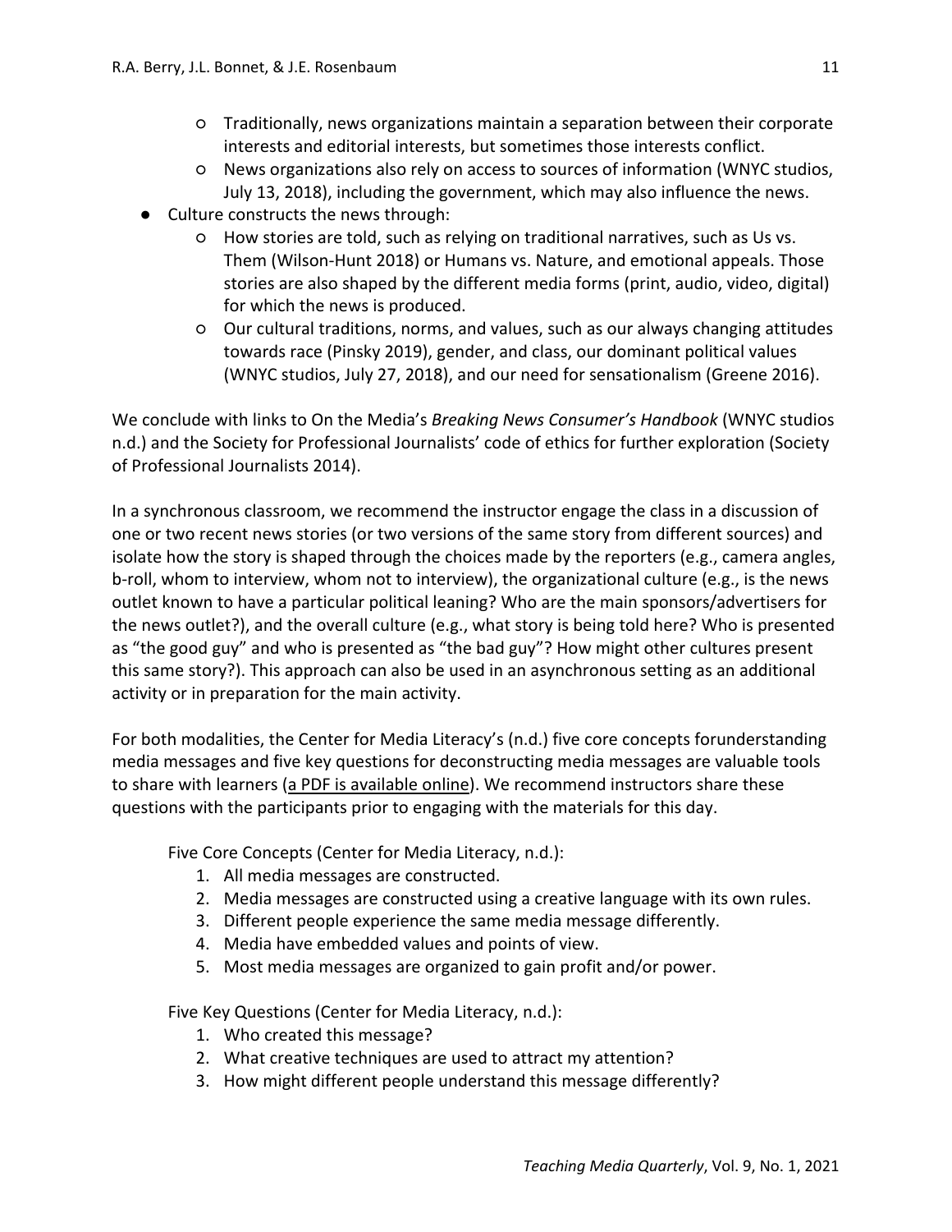- Traditionally, news organizations maintain a separation between their corporate interests and editorial interests, but sometimes those interests conflict.
    - News organizations also rely on access to sources of information (WNYC studios, July 13, 2018), including the government, which may also influence the news.
- Culture constructs the news through:
    - How stories are told, such as relying on traditional narratives, such as Us vs. Them (Wilson-Hunt 2018) or Humans vs. Nature, and emotional appeals. Those stories are also shaped by the different media forms (print, audio, video, digital) for which the news is produced.
    - Our cultural traditions, norms, and values, such as our always changing attitudes towards race (Pinsky 2019), gender, and class, our dominant political values (WNYC studios, July 27, 2018), and our need for sensationalism (Greene 2016).

We conclude with links to On the Media's *Breaking News Consumer's Handbook* (WNYC studios n.d.) and the Society for Professional Journalists' code of ethics for further exploration (Society of Professional Journalists 2014).

In a synchronous classroom, we recommend the instructor engage the class in a discussion of one or two recent news stories (or two versions of the same story from different sources) and isolate how the story is shaped through the choices made by the reporters (e.g., camera angles, b-roll, whom to interview, whom not to interview), the organizational culture (e.g., is the news outlet known to have a particular political leaning? Who are the main sponsors/advertisers for the news outlet?), and the overall culture (e.g., what story is being told here? Who is presented as "the good guy" and who is presented as "the bad guy"? How might other cultures present this same story?). This approach can also be used in an asynchronous setting as an additional activity or in preparation for the main activity.

For both modalities, the Center for Media Literacy's (n.d.) five core concepts forunderstanding media messages and five key questions for deconstructing media messages are valuable tools to share with learners (a PDF is available online). We recommend instructors share these questions with the participants prior to engaging with the materials for this day.

Five Core Concepts (Center for Media Literacy, n.d.):

1. All media messages are constructed.
2. Media messages are constructed using a creative language with its own rules.
3. Different people experience the same media message differently.
4. Media have embedded values and points of view.
5. Most media messages are organized to gain profit and/or power.

Five Key Questions (Center for Media Literacy, n.d.):

1. Who created this message?
2. What creative techniques are used to attract my attention?
3. How might different people understand this message differently?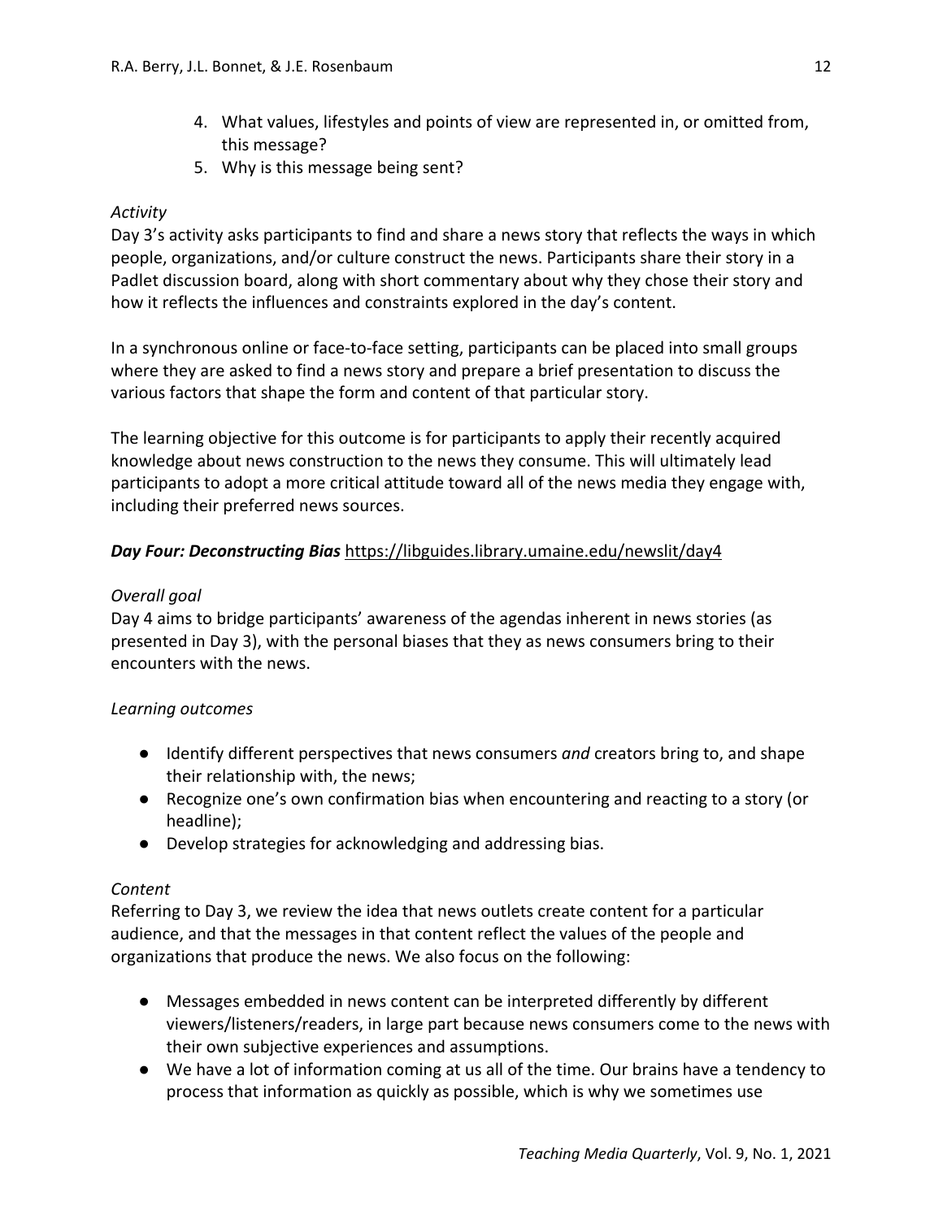4. What values, lifestyles and points of view are represented in, or omitted from, this message?
5. Why is this message being sent?

*Activity*

Day 3's activity asks participants to find and share a news story that reflects the ways in which people, organizations, and/or culture construct the news. Participants share their story in a Padlet discussion board, along with short commentary about why they chose their story and how it reflects the influences and constraints explored in the day's content.

In a synchronous online or face-to-face setting, participants can be placed into small groups where they are asked to find a news story and prepare a brief presentation to discuss the various factors that shape the form and content of that particular story.

The learning objective for this outcome is for participants to apply their recently acquired knowledge about news construction to the news they consume. This will ultimately lead participants to adopt a more critical attitude toward all of the news media they engage with, including their preferred news sources.

***Day Four: Deconstructing Bias*** https://libguides.library.umaine.edu/newslit/day4

*Overall goal*

Day 4 aims to bridge participants' awareness of the agendas inherent in news stories (as presented in Day 3), with the personal biases that they as news consumers bring to their encounters with the news.

*Learning outcomes*

- Identify different perspectives that news consumers *and* creators bring to, and shape their relationship with, the news;
- Recognize one's own confirmation bias when encountering and reacting to a story (or headline);
- Develop strategies for acknowledging and addressing bias.

*Content*

Referring to Day 3, we review the idea that news outlets create content for a particular audience, and that the messages in that content reflect the values of the people and organizations that produce the news. We also focus on the following:

- Messages embedded in news content can be interpreted differently by different viewers/listeners/readers, in large part because news consumers come to the news with their own subjective experiences and assumptions.
- We have a lot of information coming at us all of the time. Our brains have a tendency to process that information as quickly as possible, which is why we sometimes use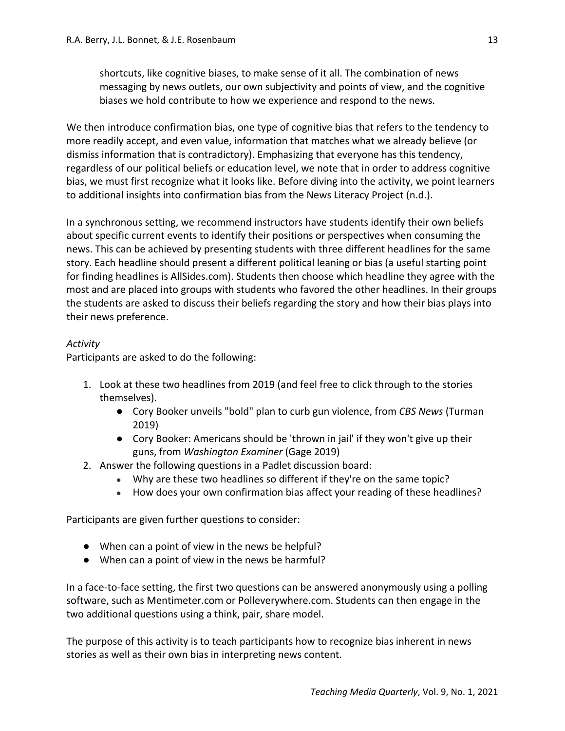> shortcuts, like cognitive biases, to make sense of it all. The combination of news messaging by news outlets, our own subjectivity and points of view, and the cognitive biases we hold contribute to how we experience and respond to the news.

We then introduce confirmation bias, one type of cognitive bias that refers to the tendency to more readily accept, and even value, information that matches what we already believe (or dismiss information that is contradictory). Emphasizing that everyone has this tendency, regardless of our political beliefs or education level, we note that in order to address cognitive bias, we must first recognize what it looks like. Before diving into the activity, we point learners to additional insights into confirmation bias from the News Literacy Project (n.d.).

In a synchronous setting, we recommend instructors have students identify their own beliefs about specific current events to identify their positions or perspectives when consuming the news. This can be achieved by presenting students with three different headlines for the same story. Each headline should present a different political leaning or bias (a useful starting point for finding headlines is AllSides.com). Students then choose which headline they agree with the most and are placed into groups with students who favored the other headlines. In their groups the students are asked to discuss their beliefs regarding the story and how their bias plays into their news preference.

*Activity*

Participants are asked to do the following:

1. Look at these two headlines from 2019 (and feel free to click through to the stories themselves).
    - Cory Booker unveils "bold" plan to curb gun violence, from *CBS News* (Turman 2019)
    - Cory Booker: Americans should be 'thrown in jail' if they won't give up their guns, from *Washington Examiner* (Gage 2019)
2. Answer the following questions in a Padlet discussion board:
    - Why are these two headlines so different if they're on the same topic?
    - How does your own confirmation bias affect your reading of these headlines?

Participants are given further questions to consider:

- When can a point of view in the news be helpful?
- When can a point of view in the news be harmful?

In a face-to-face setting, the first two questions can be answered anonymously using a polling software, such as Mentimeter.com or Polleverywhere.com. Students can then engage in the two additional questions using a think, pair, share model.

The purpose of this activity is to teach participants how to recognize bias inherent in news stories as well as their own bias in interpreting news content.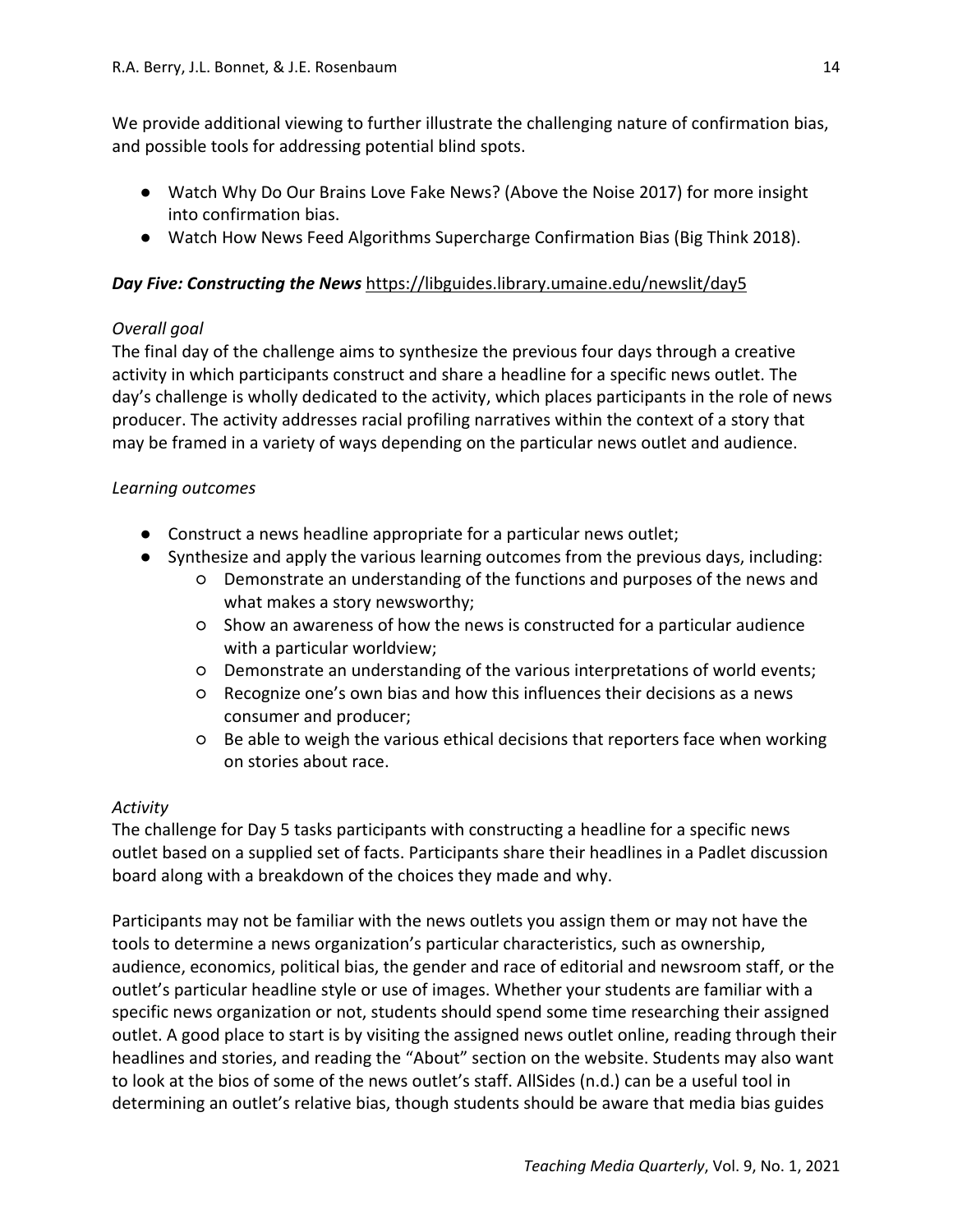We provide additional viewing to further illustrate the challenging nature of confirmation bias, and possible tools for addressing potential blind spots.

- Watch Why Do Our Brains Love Fake News? (Above the Noise 2017) for more insight into confirmation bias.
- Watch How News Feed Algorithms Supercharge Confirmation Bias (Big Think 2018).

### ***Day Five: Constructing the News*** https://libguides.library.umaine.edu/newslit/day5

*Overall goal*

The final day of the challenge aims to synthesize the previous four days through a creative activity in which participants construct and share a headline for a specific news outlet. The day's challenge is wholly dedicated to the activity, which places participants in the role of news producer. The activity addresses racial profiling narratives within the context of a story that may be framed in a variety of ways depending on the particular news outlet and audience.

*Learning outcomes*

- Construct a news headline appropriate for a particular news outlet;
- Synthesize and apply the various learning outcomes from the previous days, including:
    - Demonstrate an understanding of the functions and purposes of the news and what makes a story newsworthy;
    - Show an awareness of how the news is constructed for a particular audience with a particular worldview;
    - Demonstrate an understanding of the various interpretations of world events;
    - Recognize one's own bias and how this influences their decisions as a news consumer and producer;
    - Be able to weigh the various ethical decisions that reporters face when working on stories about race.

*Activity*

The challenge for Day 5 tasks participants with constructing a headline for a specific news outlet based on a supplied set of facts. Participants share their headlines in a Padlet discussion board along with a breakdown of the choices they made and why.

Participants may not be familiar with the news outlets you assign them or may not have the tools to determine a news organization's particular characteristics, such as ownership, audience, economics, political bias, the gender and race of editorial and newsroom staff, or the outlet's particular headline style or use of images. Whether your students are familiar with a specific news organization or not, students should spend some time researching their assigned outlet. A good place to start is by visiting the assigned news outlet online, reading through their headlines and stories, and reading the "About" section on the website. Students may also want to look at the bios of some of the news outlet's staff. AllSides (n.d.) can be a useful tool in determining an outlet's relative bias, though students should be aware that media bias guides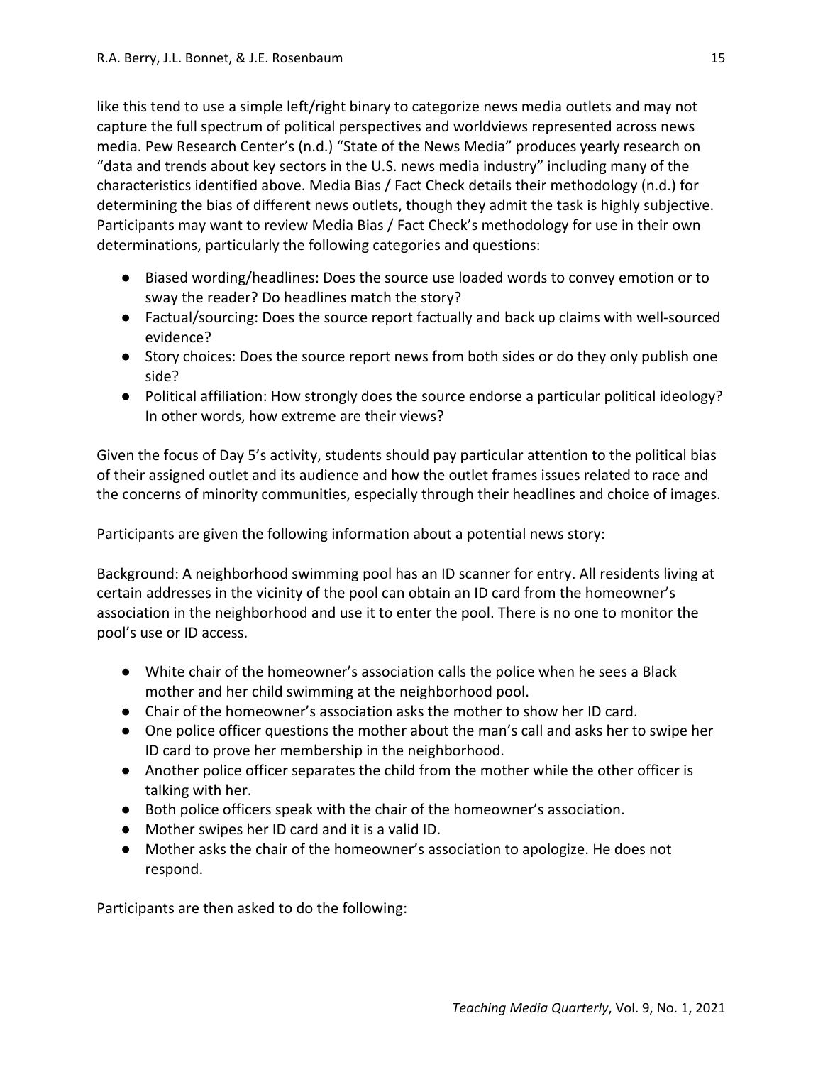like this tend to use a simple left/right binary to categorize news media outlets and may not capture the full spectrum of political perspectives and worldviews represented across news media. Pew Research Center's (n.d.) "State of the News Media" produces yearly research on "data and trends about key sectors in the U.S. news media industry" including many of the characteristics identified above. Media Bias / Fact Check details their methodology (n.d.) for determining the bias of different news outlets, though they admit the task is highly subjective. Participants may want to review Media Bias / Fact Check's methodology for use in their own determinations, particularly the following categories and questions:

- Biased wording/headlines: Does the source use loaded words to convey emotion or to sway the reader? Do headlines match the story?
- Factual/sourcing: Does the source report factually and back up claims with well-sourced evidence?
- Story choices: Does the source report news from both sides or do they only publish one side?
- Political affiliation: How strongly does the source endorse a particular political ideology? In other words, how extreme are their views?

Given the focus of Day 5's activity, students should pay particular attention to the political bias of their assigned outlet and its audience and how the outlet frames issues related to race and the concerns of minority communities, especially through their headlines and choice of images.

Participants are given the following information about a potential news story:

<u>Background:</u> A neighborhood swimming pool has an ID scanner for entry. All residents living at certain addresses in the vicinity of the pool can obtain an ID card from the homeowner's association in the neighborhood and use it to enter the pool. There is no one to monitor the pool's use or ID access.

- White chair of the homeowner's association calls the police when he sees a Black mother and her child swimming at the neighborhood pool.
- Chair of the homeowner's association asks the mother to show her ID card.
- One police officer questions the mother about the man's call and asks her to swipe her ID card to prove her membership in the neighborhood.
- Another police officer separates the child from the mother while the other officer is talking with her.
- Both police officers speak with the chair of the homeowner's association.
- Mother swipes her ID card and it is a valid ID.
- Mother asks the chair of the homeowner's association to apologize. He does not respond.

Participants are then asked to do the following: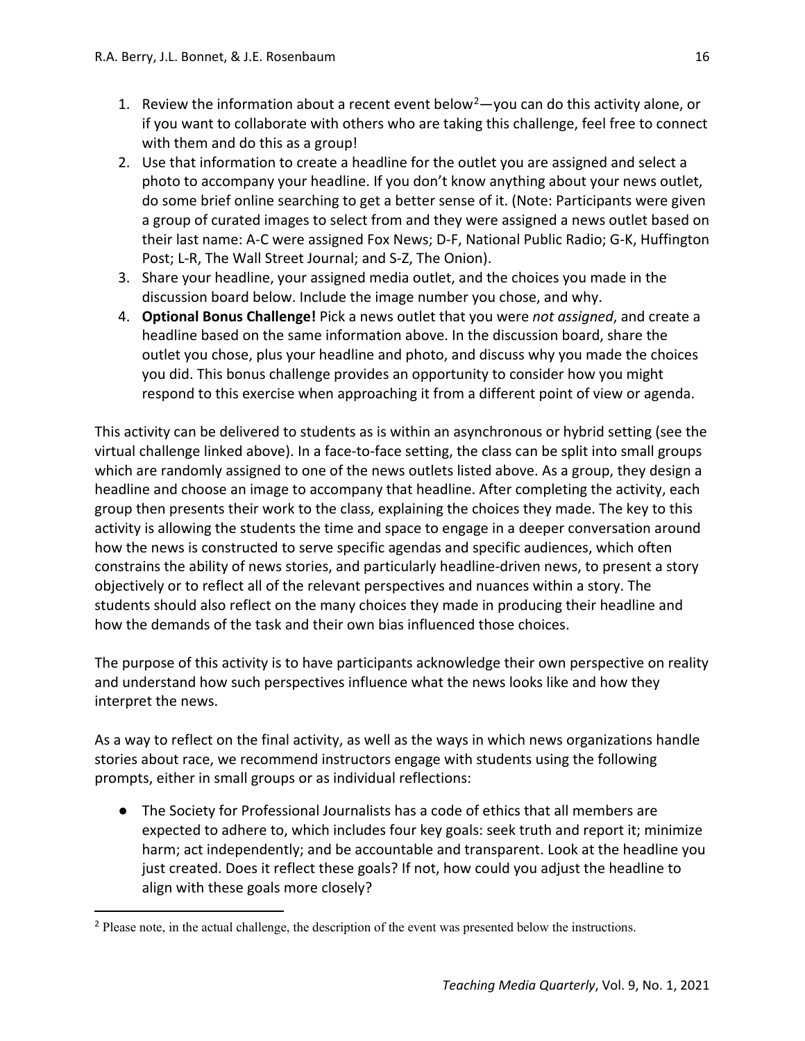1. Review the information about a recent event below[2]—you can do this activity alone, or if you want to collaborate with others who are taking this challenge, feel free to connect with them and do this as a group!
2. Use that information to create a headline for the outlet you are assigned and select a photo to accompany your headline. If you don't know anything about your news outlet, do some brief online searching to get a better sense of it. (Note: Participants were given a group of curated images to select from and they were assigned a news outlet based on their last name: A-C were assigned Fox News; D-F, National Public Radio; G-K, Huffington Post; L-R, The Wall Street Journal; and S-Z, The Onion).
3. Share your headline, your assigned media outlet, and the choices you made in the discussion board below. Include the image number you chose, and why.
4. **Optional Bonus Challenge!** Pick a news outlet that you were *not assigned*, and create a headline based on the same information above. In the discussion board, share the outlet you chose, plus your headline and photo, and discuss why you made the choices you did. This bonus challenge provides an opportunity to consider how you might respond to this exercise when approaching it from a different point of view or agenda.

This activity can be delivered to students as is within an asynchronous or hybrid setting (see the virtual challenge linked above). In a face-to-face setting, the class can be split into small groups which are randomly assigned to one of the news outlets listed above. As a group, they design a headline and choose an image to accompany that headline. After completing the activity, each group then presents their work to the class, explaining the choices they made. The key to this activity is allowing the students the time and space to engage in a deeper conversation around how the news is constructed to serve specific agendas and specific audiences, which often constrains the ability of news stories, and particularly headline-driven news, to present a story objectively or to reflect all of the relevant perspectives and nuances within a story. The students should also reflect on the many choices they made in producing their headline and how the demands of the task and their own bias influenced those choices.

The purpose of this activity is to have participants acknowledge their own perspective on reality and understand how such perspectives influence what the news looks like and how they interpret the news.

As a way to reflect on the final activity, as well as the ways in which news organizations handle stories about race, we recommend instructors engage with students using the following prompts, either in small groups or as individual reflections:

- The Society for Professional Journalists has a code of ethics that all members are expected to adhere to, which includes four key goals: seek truth and report it; minimize harm; act independently; and be accountable and transparent. Look at the headline you just created. Does it reflect these goals? If not, how could you adjust the headline to align with these goals more closely?

[2] Please note, in the actual challenge, the description of the event was presented below the instructions.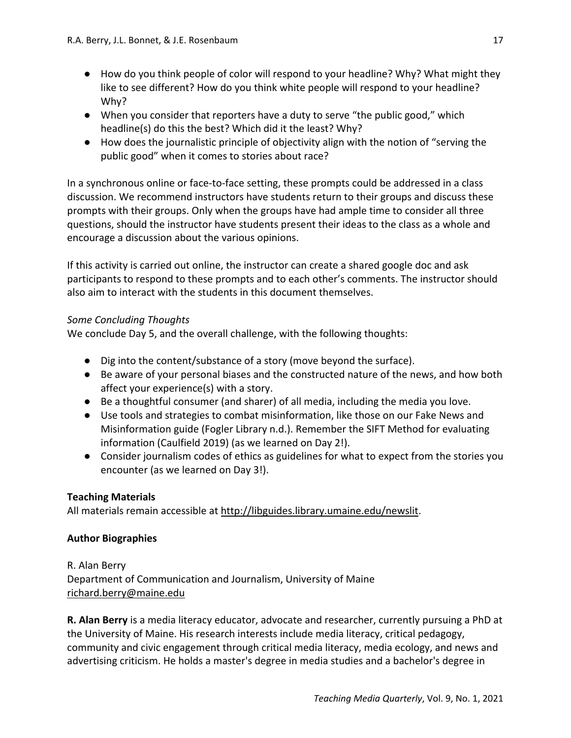- How do you think people of color will respond to your headline? Why? What might they like to see different? How do you think white people will respond to your headline? Why?
- When you consider that reporters have a duty to serve "the public good," which headline(s) do this the best? Which did it the least? Why?
- How does the journalistic principle of objectivity align with the notion of "serving the public good" when it comes to stories about race?

In a synchronous online or face-to-face setting, these prompts could be addressed in a class discussion. We recommend instructors have students return to their groups and discuss these prompts with their groups. Only when the groups have had ample time to consider all three questions, should the instructor have students present their ideas to the class as a whole and encourage a discussion about the various opinions.

If this activity is carried out online, the instructor can create a shared google doc and ask participants to respond to these prompts and to each other's comments. The instructor should also aim to interact with the students in this document themselves.

*Some Concluding Thoughts*

We conclude Day 5, and the overall challenge, with the following thoughts:

- Dig into the content/substance of a story (move beyond the surface).
- Be aware of your personal biases and the constructed nature of the news, and how both affect your experience(s) with a story.
- Be a thoughtful consumer (and sharer) of all media, including the media you love.
- Use tools and strategies to combat misinformation, like those on our Fake News and Misinformation guide (Fogler Library n.d.). Remember the SIFT Method for evaluating information (Caulfield 2019) (as we learned on Day 2!).
- Consider journalism codes of ethics as guidelines for what to expect from the stories you encounter (as we learned on Day 3!).

**Teaching Materials**

All materials remain accessible at http://libguides.library.umaine.edu/newslit.

**Author Biographies**

R. Alan Berry
Department of Communication and Journalism, University of Maine
richard.berry@maine.edu

**R. Alan Berry** is a media literacy educator, advocate and researcher, currently pursuing a PhD at the University of Maine. His research interests include media literacy, critical pedagogy, community and civic engagement through critical media literacy, media ecology, and news and advertising criticism. He holds a master's degree in media studies and a bachelor's degree in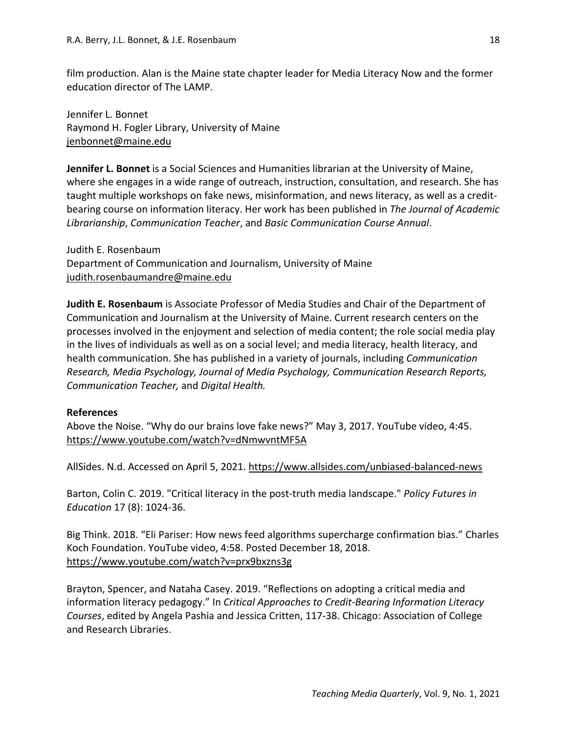film production. Alan is the Maine state chapter leader for Media Literacy Now and the former education director of The LAMP.

Jennifer L. Bonnet  
Raymond H. Fogler Library, University of Maine  
jenbonnet@maine.edu

**Jennifer L. Bonnet** is a Social Sciences and Humanities librarian at the University of Maine, where she engages in a wide range of outreach, instruction, consultation, and research. She has taught multiple workshops on fake news, misinformation, and news literacy, as well as a credit-bearing course on information literacy. Her work has been published in *The Journal of Academic Librarianship*, *Communication Teacher*, and *Basic Communication Course Annual*.

Judith E. Rosenbaum  
Department of Communication and Journalism, University of Maine  
judith.rosenbaumandre@maine.edu

**Judith E. Rosenbaum** is Associate Professor of Media Studies and Chair of the Department of Communication and Journalism at the University of Maine. Current research centers on the processes involved in the enjoyment and selection of media content; the role social media play in the lives of individuals as well as on a social level; and media literacy, health literacy, and health communication. She has published in a variety of journals, including *Communication Research, Media Psychology, Journal of Media Psychology, Communication Research Reports, Communication Teacher,* and *Digital Health.*

**References**

Above the Noise. "Why do our brains love fake news?" May 3, 2017. YouTube video, 4:45. https://www.youtube.com/watch?v=dNmwvntMF5A

AllSides. N.d. Accessed on April 5, 2021. https://www.allsides.com/unbiased-balanced-news

Barton, Colin C. 2019. "Critical literacy in the post-truth media landscape." *Policy Futures in Education* 17 (8): 1024-36.

Big Think. 2018. "Eli Pariser: How news feed algorithms supercharge confirmation bias." Charles Koch Foundation. YouTube video, 4:58. Posted December 18, 2018. https://www.youtube.com/watch?v=prx9bxzns3g

Brayton, Spencer, and Nataha Casey. 2019. "Reflections on adopting a critical media and information literacy pedagogy." In *Critical Approaches to Credit-Bearing Information Literacy Courses*, edited by Angela Pashia and Jessica Critten, 117-38. Chicago: Association of College and Research Libraries.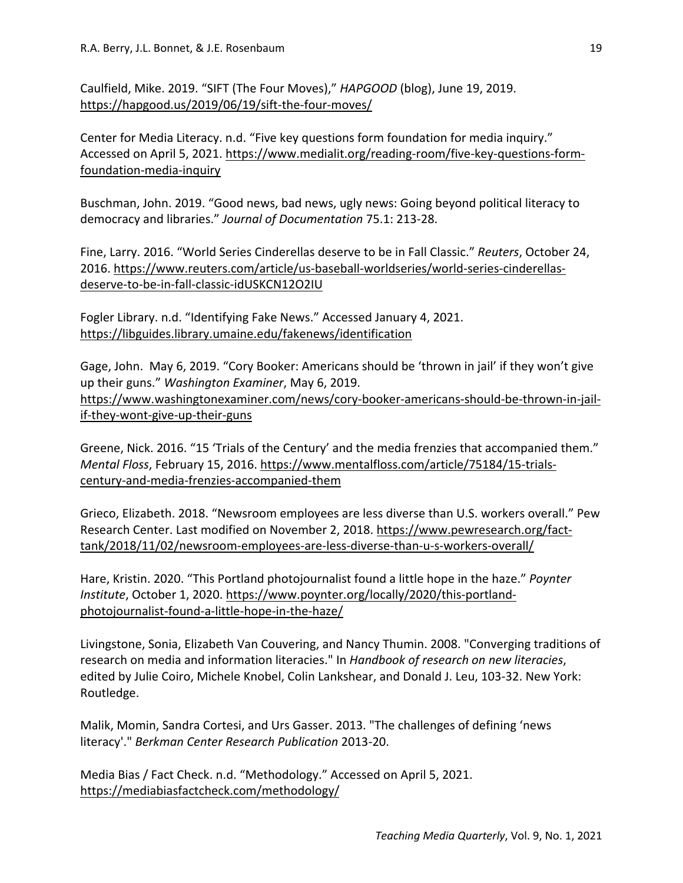Caulfield, Mike. 2019. "SIFT (The Four Moves)," *HAPGOOD* (blog), June 19, 2019. https://hapgood.us/2019/06/19/sift-the-four-moves/

Center for Media Literacy. n.d. "Five key questions form foundation for media inquiry." Accessed on April 5, 2021. https://www.medialit.org/reading-room/five-key-questions-form-foundation-media-inquiry

Buschman, John. 2019. "Good news, bad news, ugly news: Going beyond political literacy to democracy and libraries." *Journal of Documentation* 75.1: 213-28.

Fine, Larry. 2016. "World Series Cinderellas deserve to be in Fall Classic." *Reuters*, October 24, 2016. https://www.reuters.com/article/us-baseball-worldseries/world-series-cinderellas-deserve-to-be-in-fall-classic-idUSKCN12O2IU

Fogler Library. n.d. "Identifying Fake News." Accessed January 4, 2021. https://libguides.library.umaine.edu/fakenews/identification

Gage, John. May 6, 2019. "Cory Booker: Americans should be 'thrown in jail' if they won't give up their guns." *Washington Examiner*, May 6, 2019. https://www.washingtonexaminer.com/news/cory-booker-americans-should-be-thrown-in-jail-if-they-wont-give-up-their-guns

Greene, Nick. 2016. "15 'Trials of the Century' and the media frenzies that accompanied them." *Mental Floss*, February 15, 2016. https://www.mentalfloss.com/article/75184/15-trials-century-and-media-frenzies-accompanied-them

Grieco, Elizabeth. 2018. "Newsroom employees are less diverse than U.S. workers overall." Pew Research Center. Last modified on November 2, 2018. https://www.pewresearch.org/fact-tank/2018/11/02/newsroom-employees-are-less-diverse-than-u-s-workers-overall/

Hare, Kristin. 2020. "This Portland photojournalist found a little hope in the haze." *Poynter Institute*, October 1, 2020. https://www.poynter.org/locally/2020/this-portland-photojournalist-found-a-little-hope-in-the-haze/

Livingstone, Sonia, Elizabeth Van Couvering, and Nancy Thumin. 2008. "Converging traditions of research on media and information literacies." In *Handbook of research on new literacies*, edited by Julie Coiro, Michele Knobel, Colin Lankshear, and Donald J. Leu, 103-32. New York: Routledge.

Malik, Momin, Sandra Cortesi, and Urs Gasser. 2013. "The challenges of defining 'news literacy'." *Berkman Center Research Publication* 2013-20.

Media Bias / Fact Check. n.d. "Methodology." Accessed on April 5, 2021. https://mediabiasfactcheck.com/methodology/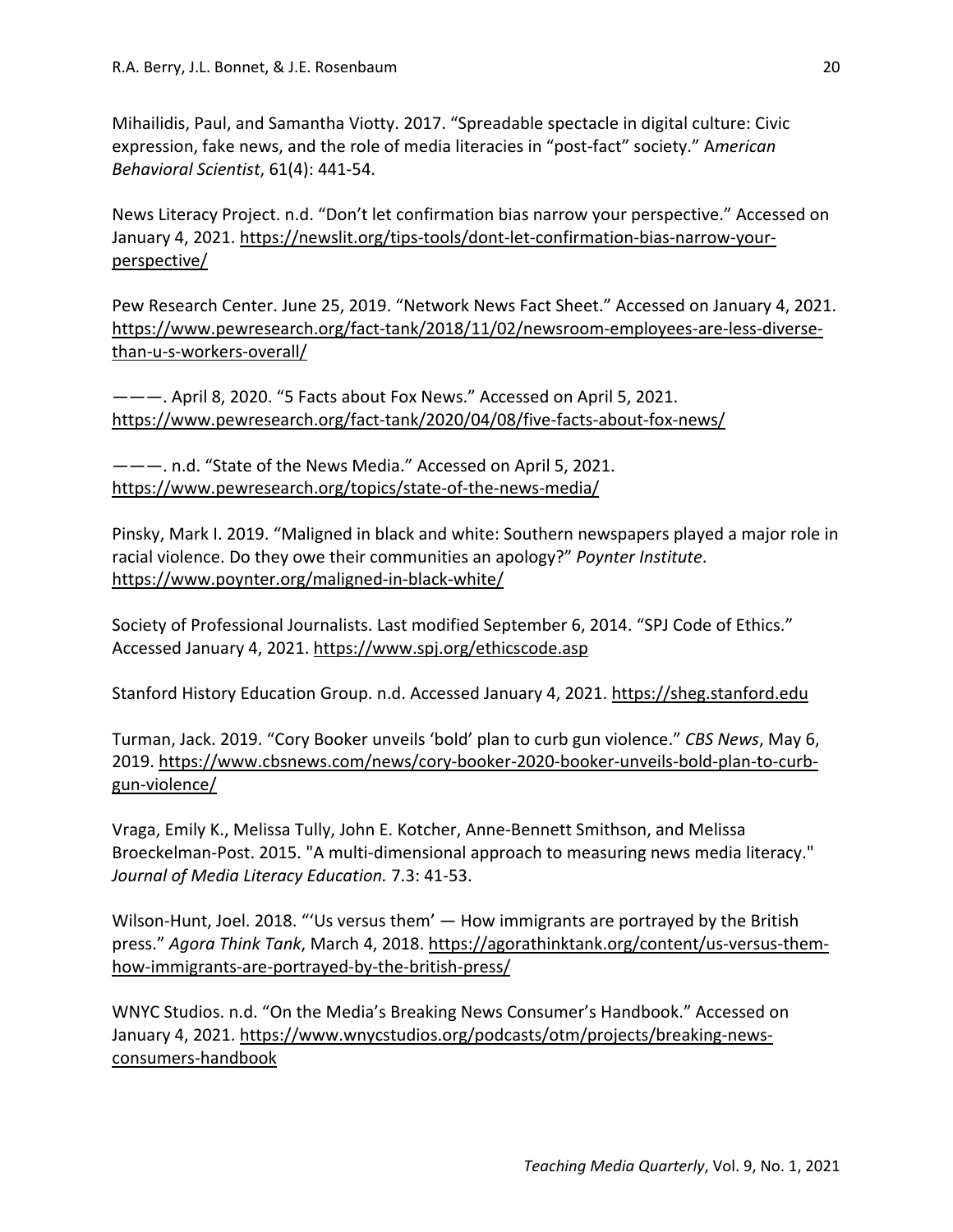Mihailidis, Paul, and Samantha Viotty. 2017. "Spreadable spectacle in digital culture: Civic expression, fake news, and the role of media literacies in "post-fact" society." A*merican Behavioral Scientist*, 61(4): 441-54.

News Literacy Project. n.d. "Don't let confirmation bias narrow your perspective." Accessed on January 4, 2021. https://newslit.org/tips-tools/dont-let-confirmation-bias-narrow-your-perspective/

Pew Research Center. June 25, 2019. "Network News Fact Sheet." Accessed on January 4, 2021. https://www.pewresearch.org/fact-tank/2018/11/02/newsroom-employees-are-less-diverse-than-u-s-workers-overall/

———. April 8, 2020. "5 Facts about Fox News." Accessed on April 5, 2021. https://www.pewresearch.org/fact-tank/2020/04/08/five-facts-about-fox-news/

———. n.d. "State of the News Media." Accessed on April 5, 2021. https://www.pewresearch.org/topics/state-of-the-news-media/

Pinsky, Mark I. 2019. "Maligned in black and white: Southern newspapers played a major role in racial violence. Do they owe their communities an apology?" *Poynter Institute*. https://www.poynter.org/maligned-in-black-white/

Society of Professional Journalists. Last modified September 6, 2014. "SPJ Code of Ethics." Accessed January 4, 2021. https://www.spj.org/ethicscode.asp

Stanford History Education Group. n.d. Accessed January 4, 2021. https://sheg.stanford.edu

Turman, Jack. 2019. "Cory Booker unveils 'bold' plan to curb gun violence." *CBS News*, May 6, 2019. https://www.cbsnews.com/news/cory-booker-2020-booker-unveils-bold-plan-to-curb-gun-violence/

Vraga, Emily K., Melissa Tully, John E. Kotcher, Anne-Bennett Smithson, and Melissa Broeckelman-Post. 2015. "A multi-dimensional approach to measuring news media literacy." *Journal of Media Literacy Education.* 7.3: 41-53.

Wilson-Hunt, Joel. 2018. "'Us versus them' — How immigrants are portrayed by the British press." *Agora Think Tank*, March 4, 2018. https://agorathinktank.org/content/us-versus-them-how-immigrants-are-portrayed-by-the-british-press/

WNYC Studios. n.d. "On the Media's Breaking News Consumer's Handbook." Accessed on January 4, 2021. https://www.wnycstudios.org/podcasts/otm/projects/breaking-news-consumers-handbook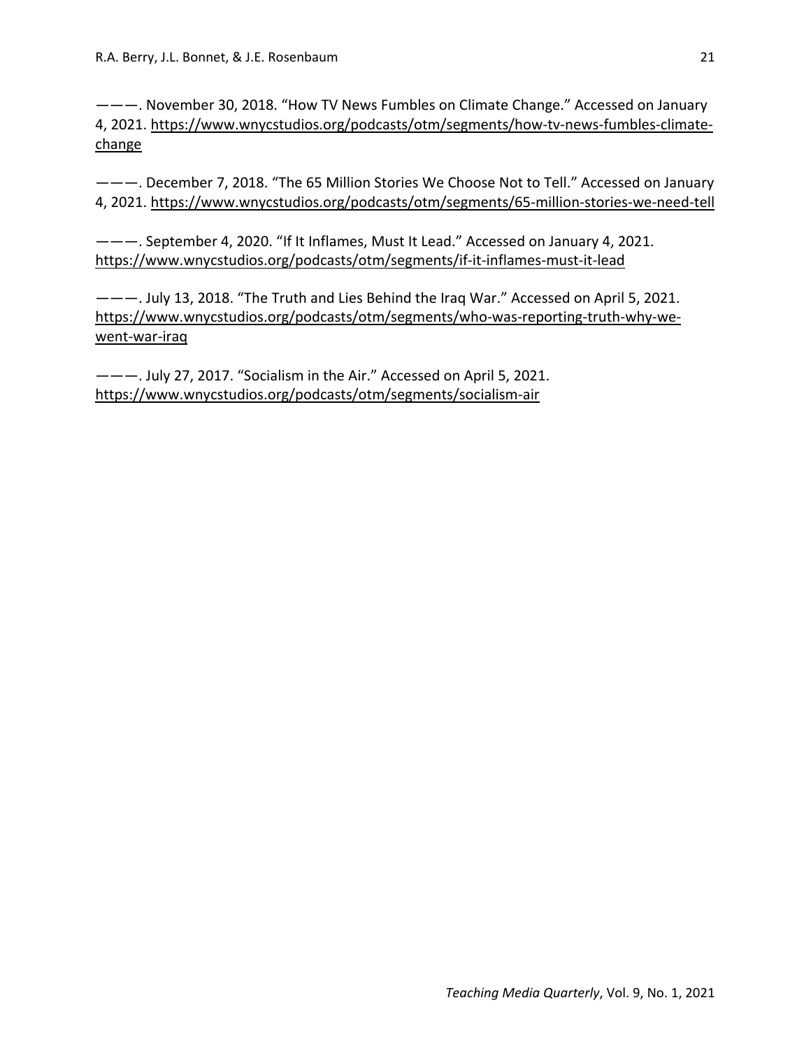———. November 30, 2018. “How TV News Fumbles on Climate Change.” Accessed on January 4, 2021. https://www.wnycstudios.org/podcasts/otm/segments/how-tv-news-fumbles-climate-change

———. December 7, 2018. “The 65 Million Stories We Choose Not to Tell.” Accessed on January 4, 2021. https://www.wnycstudios.org/podcasts/otm/segments/65-million-stories-we-need-tell

———. September 4, 2020. “If It Inflames, Must It Lead.” Accessed on January 4, 2021. https://www.wnycstudios.org/podcasts/otm/segments/if-it-inflames-must-it-lead

———. July 13, 2018. “The Truth and Lies Behind the Iraq War.” Accessed on April 5, 2021. https://www.wnycstudios.org/podcasts/otm/segments/who-was-reporting-truth-why-we-went-war-iraq

———. July 27, 2017. “Socialism in the Air.” Accessed on April 5, 2021. https://www.wnycstudios.org/podcasts/otm/segments/socialism-air